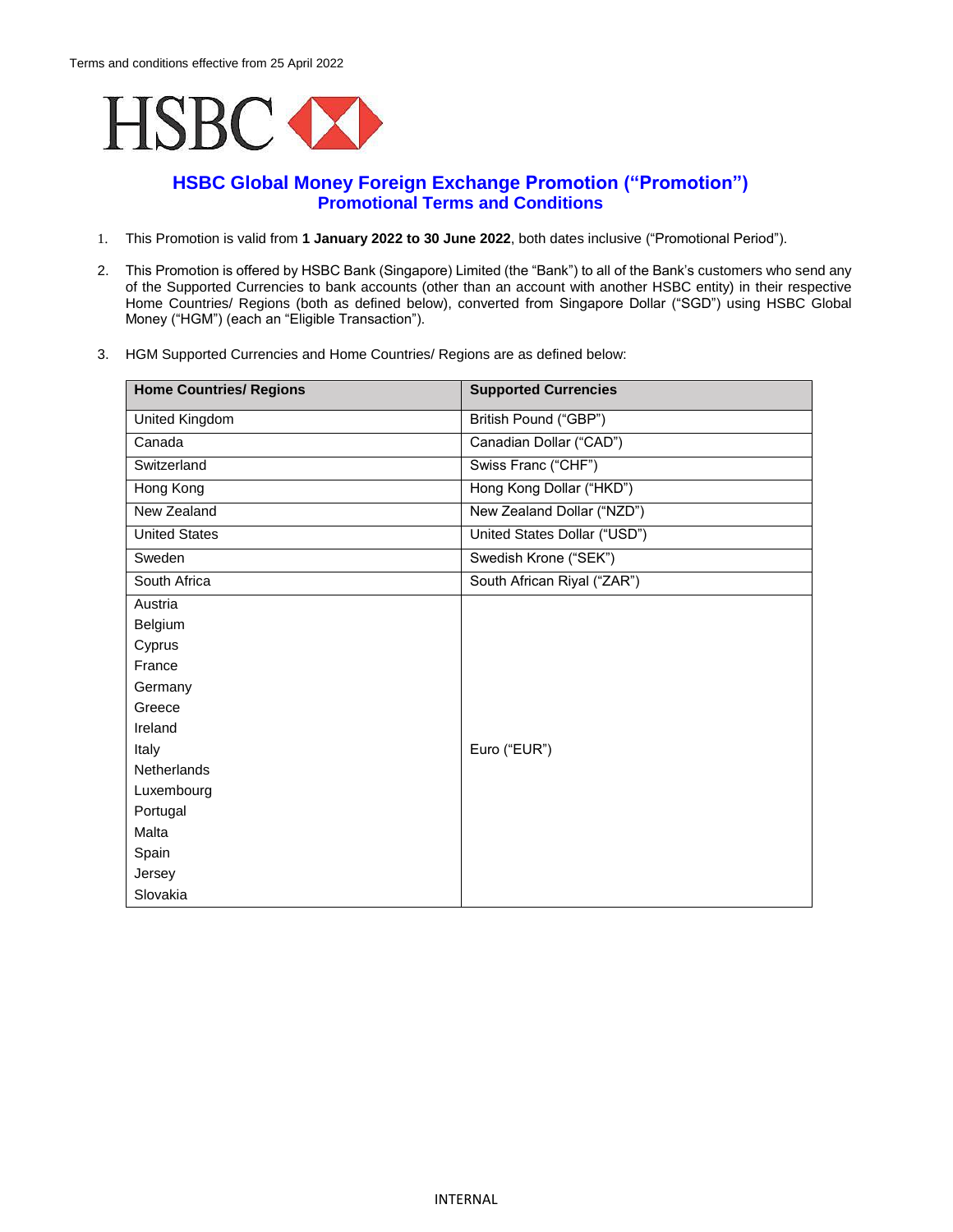Terms and conditions effective from 25 April 2022

HSBC

# HSBC Global Money Foreign Exchange Promotion (“Promotion”)
## Promotional Terms and Conditions

1. This Promotion is valid from **1 January 2022 to 30 June 2022**, both dates inclusive (“Promotional Period”).

2. This Promotion is offered by HSBC Bank (Singapore) Limited (the “Bank”) to all of the Bank’s customers who send any of the Supported Currencies to bank accounts (other than an account with another HSBC entity) in their respective Home Countries/ Regions (both as defined below), converted from Singapore Dollar (“SGD”) using HSBC Global Money (“HGM”) (each an “Eligible Transaction”).

3. HGM Supported Currencies and Home Countries/ Regions are as defined below:

| Home Countries/ Regions | Supported Currencies |
|---|---|
| United Kingdom | British Pound (“GBP”) |
| Canada | Canadian Dollar (“CAD”) |
| Switzerland | Swiss Franc (“CHF”) |
| Hong Kong | Hong Kong Dollar (“HKD”) |
| New Zealand | New Zealand Dollar (“NZD”) |
| United States | United States Dollar (“USD”) |
| Sweden | Swedish Krone (“SEK”) |
| South Africa | South African Riyal (“ZAR”) |
| Austria<br>Belgium<br>Cyprus<br>France<br>Germany<br>Greece<br>Ireland<br>Italy<br>Netherlands<br>Luxembourg<br>Portugal<br>Malta<br>Spain<br>Jersey<br>Slovakia | Euro (“EUR”) |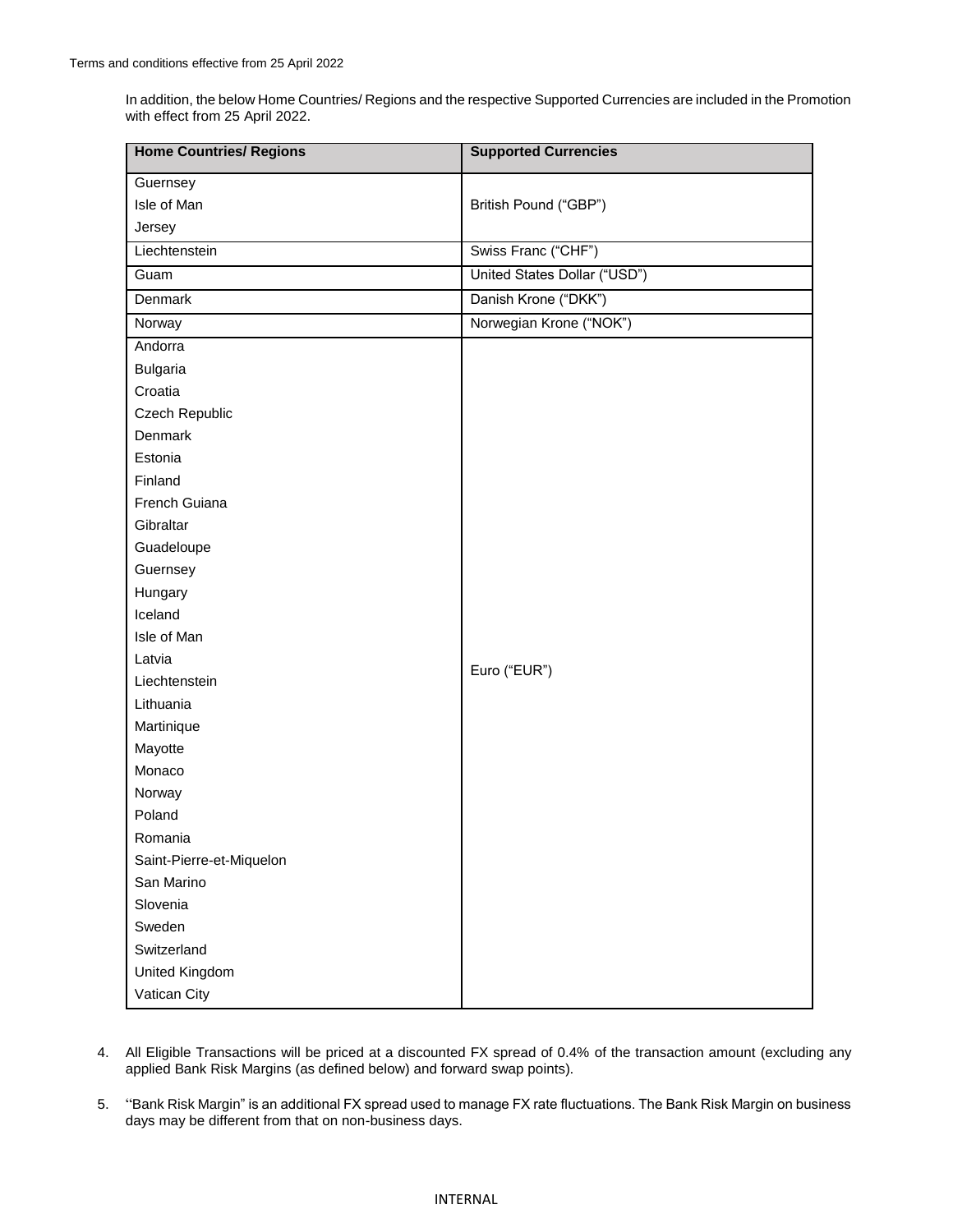In addition, the below Home Countries/ Regions and the respective Supported Currencies are included in the Promotion with effect from 25 April 2022.

| Home Countries/ Regions | Supported Currencies |
| --- | --- |
| Guernsey<br>Isle of Man<br>Jersey | British Pound ("GBP") |
| Liechtenstein | Swiss Franc ("CHF") |
| Guam | United States Dollar ("USD") |
| Denmark | Danish Krone ("DKK") |
| Norway | Norwegian Krone ("NOK") |
| Andorra<br>Bulgaria<br>Croatia<br>Czech Republic<br>Denmark<br>Estonia<br>Finland<br>French Guiana<br>Gibraltar<br>Guadeloupe<br>Guernsey<br>Hungary<br>Iceland<br>Isle of Man<br>Latvia<br>Liechtenstein<br>Lithuania<br>Martinique<br>Mayotte<br>Monaco<br>Norway<br>Poland<br>Romania<br>Saint-Pierre-et-Miquelon<br>San Marino<br>Slovenia<br>Sweden<br>Switzerland<br>United Kingdom<br>Vatican City | Euro ("EUR") |

4. All Eligible Transactions will be priced at a discounted FX spread of 0.4% of the transaction amount (excluding any applied Bank Risk Margins (as defined below) and forward swap points).

5. "Bank Risk Margin" is an additional FX spread used to manage FX rate fluctuations. The Bank Risk Margin on business days may be different from that on non-business days.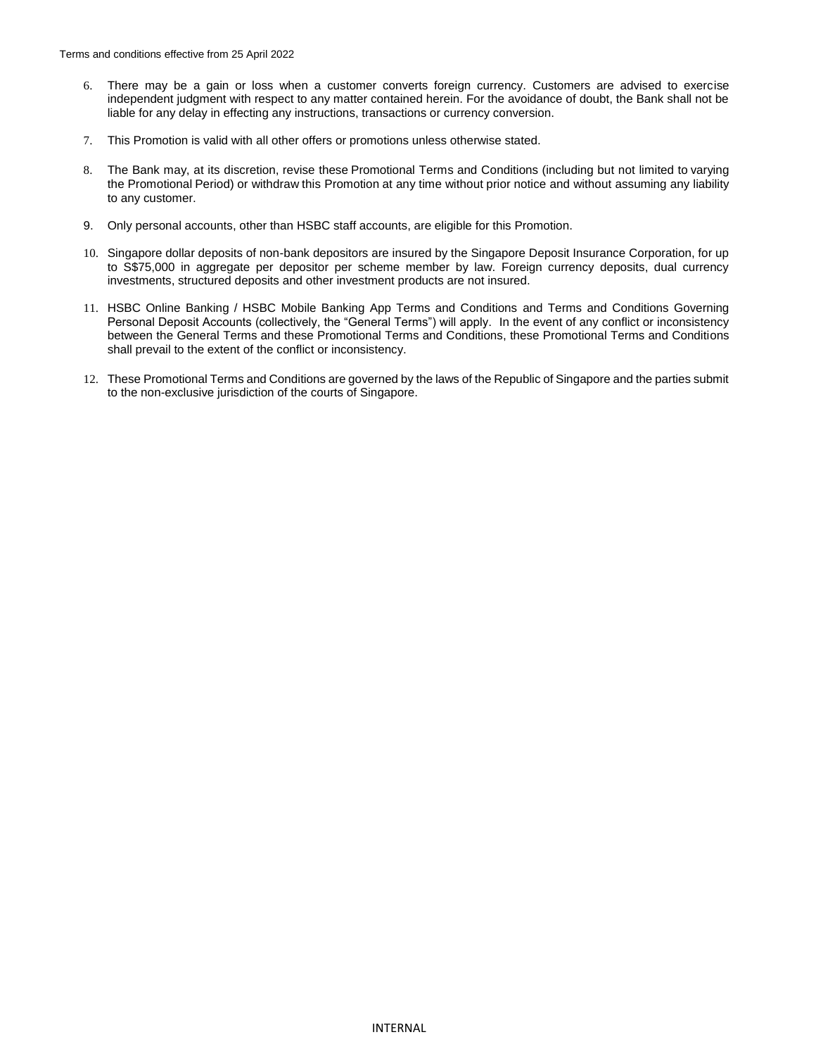6. There may be a gain or loss when a customer converts foreign currency. Customers are advised to exercise independent judgment with respect to any matter contained herein. For the avoidance of doubt, the Bank shall not be liable for any delay in effecting any instructions, transactions or currency conversion.

7. This Promotion is valid with all other offers or promotions unless otherwise stated.

8. The Bank may, at its discretion, revise these Promotional Terms and Conditions (including but not limited to varying the Promotional Period) or withdraw this Promotion at any time without prior notice and without assuming any liability to any customer.

9. Only personal accounts, other than HSBC staff accounts, are eligible for this Promotion.

10. Singapore dollar deposits of non-bank depositors are insured by the Singapore Deposit Insurance Corporation, for up to S$75,000 in aggregate per depositor per scheme member by law. Foreign currency deposits, dual currency investments, structured deposits and other investment products are not insured.

11. HSBC Online Banking / HSBC Mobile Banking App Terms and Conditions and Terms and Conditions Governing Personal Deposit Accounts (collectively, the "General Terms") will apply. In the event of any conflict or inconsistency between the General Terms and these Promotional Terms and Conditions, these Promotional Terms and Conditions shall prevail to the extent of the conflict or inconsistency.

12. These Promotional Terms and Conditions are governed by the laws of the Republic of Singapore and the parties submit to the non-exclusive jurisdiction of the courts of Singapore.